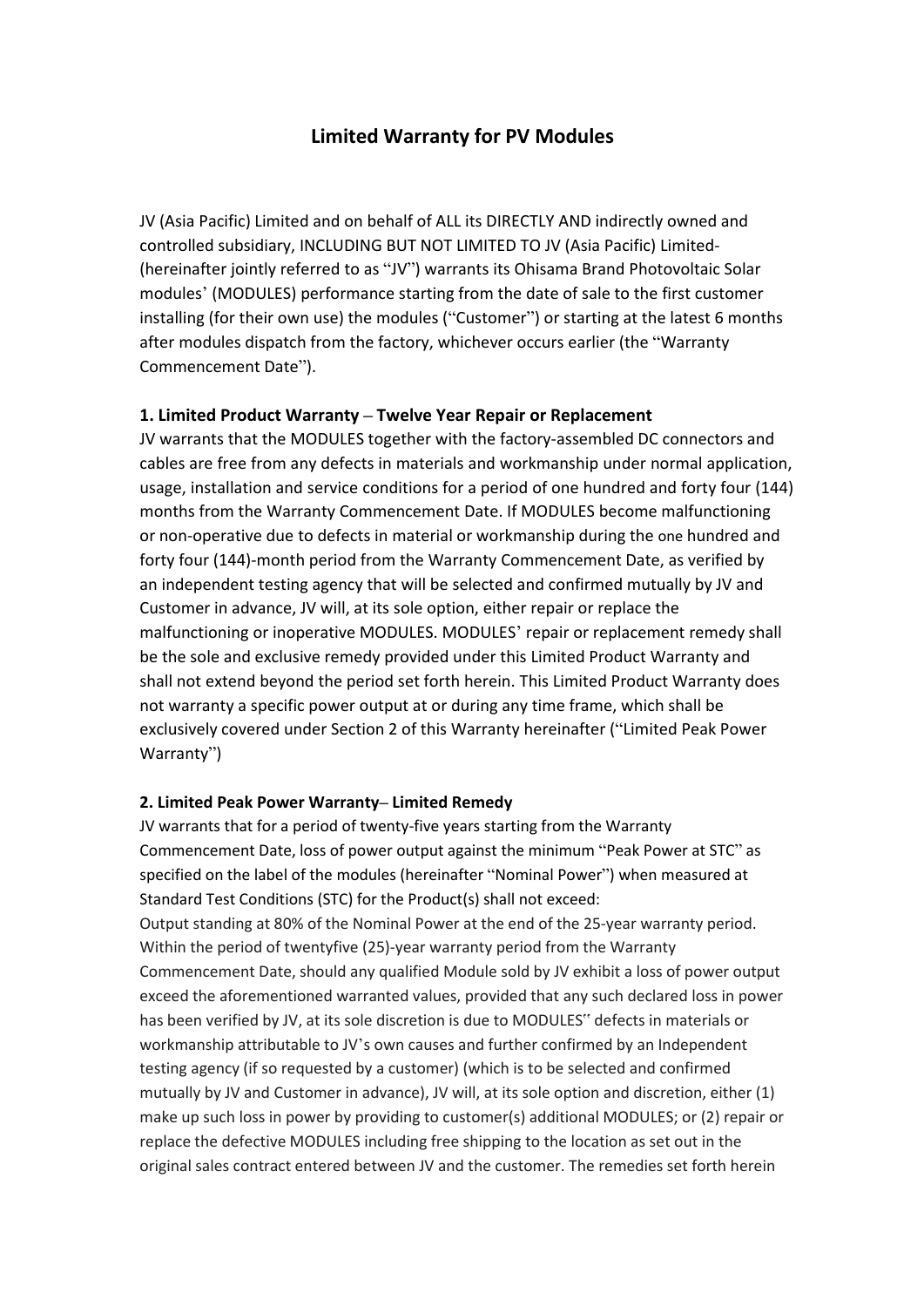# Limited Warranty for PV Modules

JV (Asia Pacific) Limited and on behalf of ALL its DIRECTLY AND indirectly owned and controlled subsidiary, INCLUDING BUT NOT LIMITED TO JV (Asia Pacific) Limited- (hereinafter jointly referred to as "JV") warrants its Ohisama Brand Photovoltaic Solar modules' (MODULES) performance starting from the date of sale to the first customer installing (for their own use) the modules ("Customer") or starting at the latest 6 months after modules dispatch from the factory, whichever occurs earlier (the "Warranty Commencement Date").

**1. Limited Product Warranty – Twelve Year Repair or Replacement**

JV warrants that the MODULES together with the factory-assembled DC connectors and cables are free from any defects in materials and workmanship under normal application, usage, installation and service conditions for a period of one hundred and forty four (144) months from the Warranty Commencement Date. If MODULES become malfunctioning or non-operative due to defects in material or workmanship during the one hundred and forty four (144)-month period from the Warranty Commencement Date, as verified by an independent testing agency that will be selected and confirmed mutually by JV and Customer in advance, JV will, at its sole option, either repair or replace the malfunctioning or inoperative MODULES. MODULES' repair or replacement remedy shall be the sole and exclusive remedy provided under this Limited Product Warranty and shall not extend beyond the period set forth herein. This Limited Product Warranty does not warranty a specific power output at or during any time frame, which shall be exclusively covered under Section 2 of this Warranty hereinafter ("Limited Peak Power Warranty")

**2. Limited Peak Power Warranty– Limited Remedy**

JV warrants that for a period of twenty-five years starting from the Warranty Commencement Date, loss of power output against the minimum "Peak Power at STC" as specified on the label of the modules (hereinafter "Nominal Power") when measured at Standard Test Conditions (STC) for the Product(s) shall not exceed:

Output standing at 80% of the Nominal Power at the end of the 25-year warranty period. Within the period of twentyfive (25)-year warranty period from the Warranty Commencement Date, should any qualified Module sold by JV exhibit a loss of power output exceed the aforementioned warranted values, provided that any such declared loss in power has been verified by JV, at its sole discretion is due to MODULES" defects in materials or workmanship attributable to JV's own causes and further confirmed by an Independent testing agency (if so requested by a customer) (which is to be selected and confirmed mutually by JV and Customer in advance), JV will, at its sole option and discretion, either (1) make up such loss in power by providing to customer(s) additional MODULES; or (2) repair or replace the defective MODULES including free shipping to the location as set out in the original sales contract entered between JV and the customer. The remedies set forth herein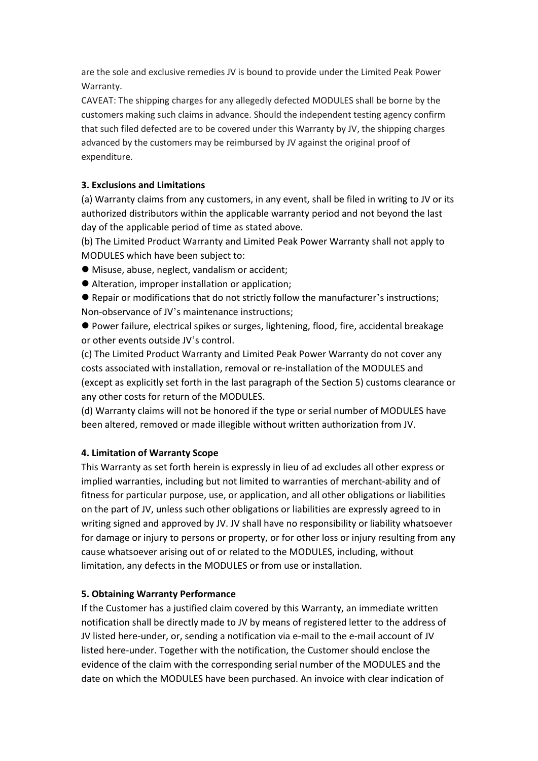are the sole and exclusive remedies JV is bound to provide under the Limited Peak Power Warranty.

CAVEAT: The shipping charges for any allegedly defected MODULES shall be borne by the customers making such claims in advance. Should the independent testing agency confirm that such filed defected are to be covered under this Warranty by JV, the shipping charges advanced by the customers may be reimbursed by JV against the original proof of expenditure.

**3. Exclusions and Limitations**

(a) Warranty claims from any customers, in any event, shall be filed in writing to JV or its authorized distributors within the applicable warranty period and not beyond the last day of the applicable period of time as stated above.

(b) The Limited Product Warranty and Limited Peak Power Warranty shall not apply to MODULES which have been subject to:

- Misuse, abuse, neglect, vandalism or accident;
- Alteration, improper installation or application;
- Repair or modifications that do not strictly follow the manufacturer's instructions; Non-observance of JV's maintenance instructions;
- Power failure, electrical spikes or surges, lightening, flood, fire, accidental breakage or other events outside JV's control.

(c) The Limited Product Warranty and Limited Peak Power Warranty do not cover any costs associated with installation, removal or re-installation of the MODULES and (except as explicitly set forth in the last paragraph of the Section 5) customs clearance or any other costs for return of the MODULES.

(d) Warranty claims will not be honored if the type or serial number of MODULES have been altered, removed or made illegible without written authorization from JV.

**4. Limitation of Warranty Scope**

This Warranty as set forth herein is expressly in lieu of ad excludes all other express or implied warranties, including but not limited to warranties of merchant-ability and of fitness for particular purpose, use, or application, and all other obligations or liabilities on the part of JV, unless such other obligations or liabilities are expressly agreed to in writing signed and approved by JV. JV shall have no responsibility or liability whatsoever for damage or injury to persons or property, or for other loss or injury resulting from any cause whatsoever arising out of or related to the MODULES, including, without limitation, any defects in the MODULES or from use or installation.

**5. Obtaining Warranty Performance**

If the Customer has a justified claim covered by this Warranty, an immediate written notification shall be directly made to JV by means of registered letter to the address of JV listed here-under, or, sending a notification via e-mail to the e-mail account of JV listed here-under. Together with the notification, the Customer should enclose the evidence of the claim with the corresponding serial number of the MODULES and the date on which the MODULES have been purchased. An invoice with clear indication of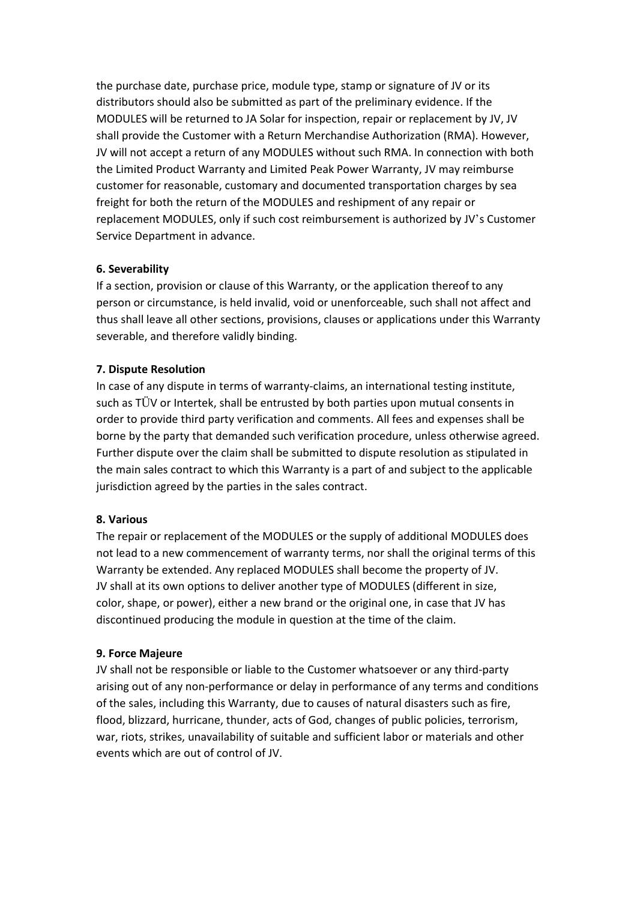the purchase date, purchase price, module type, stamp or signature of JV or its distributors should also be submitted as part of the preliminary evidence. If the MODULES will be returned to JA Solar for inspection, repair or replacement by JV, JV shall provide the Customer with a Return Merchandise Authorization (RMA). However, JV will not accept a return of any MODULES without such RMA. In connection with both the Limited Product Warranty and Limited Peak Power Warranty, JV may reimburse customer for reasonable, customary and documented transportation charges by sea freight for both the return of the MODULES and reshipment of any repair or replacement MODULES, only if such cost reimbursement is authorized by JV's Customer Service Department in advance.

**6. Severability**

If a section, provision or clause of this Warranty, or the application thereof to any person or circumstance, is held invalid, void or unenforceable, such shall not affect and thus shall leave all other sections, provisions, clauses or applications under this Warranty severable, and therefore validly binding.

**7. Dispute Resolution**

In case of any dispute in terms of warranty-claims, an international testing institute, such as TÜV or Intertek, shall be entrusted by both parties upon mutual consents in order to provide third party verification and comments. All fees and expenses shall be borne by the party that demanded such verification procedure, unless otherwise agreed. Further dispute over the claim shall be submitted to dispute resolution as stipulated in the main sales contract to which this Warranty is a part of and subject to the applicable jurisdiction agreed by the parties in the sales contract.

**8. Various**

The repair or replacement of the MODULES or the supply of additional MODULES does not lead to a new commencement of warranty terms, nor shall the original terms of this Warranty be extended. Any replaced MODULES shall become the property of JV. JV shall at its own options to deliver another type of MODULES (different in size, color, shape, or power), either a new brand or the original one, in case that JV has discontinued producing the module in question at the time of the claim.

**9. Force Majeure**

JV shall not be responsible or liable to the Customer whatsoever or any third-party arising out of any non-performance or delay in performance of any terms and conditions of the sales, including this Warranty, due to causes of natural disasters such as fire, flood, blizzard, hurricane, thunder, acts of God, changes of public policies, terrorism, war, riots, strikes, unavailability of suitable and sufficient labor or materials and other events which are out of control of JV.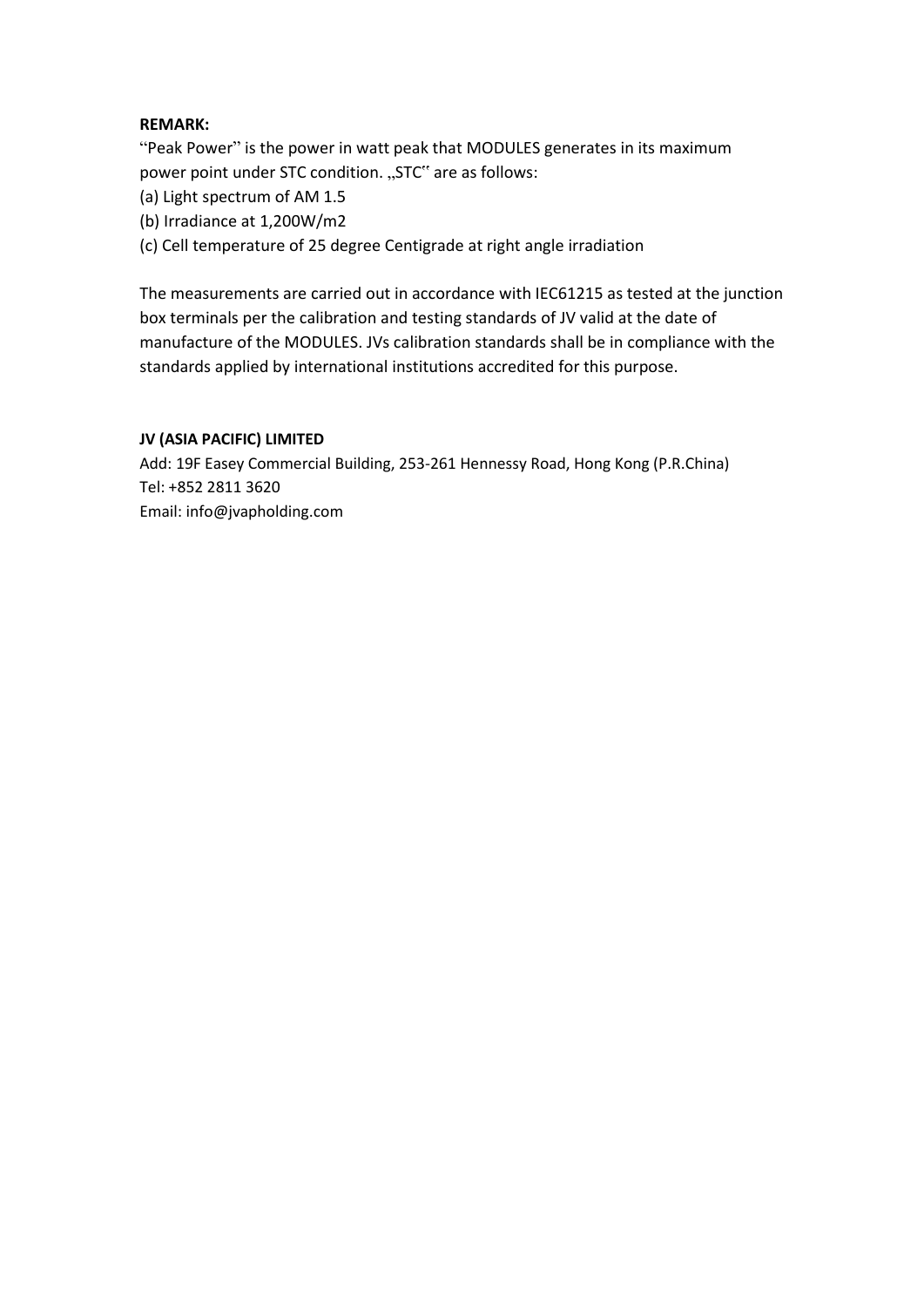**REMARK:**

"Peak Power" is the power in watt peak that MODULES generates in its maximum power point under STC condition. „STC" are as follows:

(a) Light spectrum of AM 1.5

(b) Irradiance at 1,200W/m2

(c) Cell temperature of 25 degree Centigrade at right angle irradiation

The measurements are carried out in accordance with IEC61215 as tested at the junction box terminals per the calibration and testing standards of JV valid at the date of manufacture of the MODULES. JVs calibration standards shall be in compliance with the standards applied by international institutions accredited for this purpose.

**JV (ASIA PACIFIC) LIMITED**

Add: 19F Easey Commercial Building, 253-261 Hennessy Road, Hong Kong (P.R.China)
Tel: +852 2811 3620
Email: info@jvapholding.com